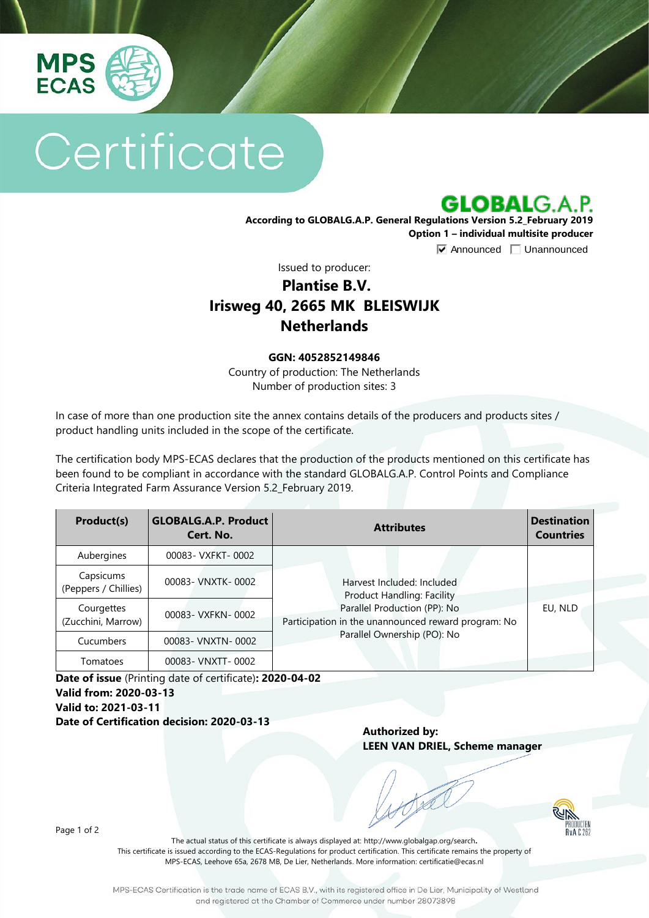MPS ECAS

# Certificate

GLOBALG.A.P.

**According to GLOBALG.A.P. General Regulations Version 5.2_February 2019**
**Option 1 – individual multisite producer**

☑ Announced ☐ Unannounced

Issued to producer:

## Plantise B.V.
## Irisweg 40, 2665 MK BLEISWIJK
## Netherlands

**GGN: 4052852149846**

Country of production: The Netherlands
Number of production sites: 3

In case of more than one production site the annex contains details of the producers and products sites / product handling units included in the scope of the certificate.

The certification body MPS-ECAS declares that the production of the products mentioned on this certificate has been found to be compliant in accordance with the standard GLOBALG.A.P. Control Points and Compliance Criteria Integrated Farm Assurance Version 5.2_February 2019.

| Product(s) | GLOBALG.A.P. Product Cert. No. | Attributes | Destination Countries |
|---|---|---|---|
| Aubergines | 00083- VXFKT- 0002 | Harvest Included: Included<br>Product Handling: Facility<br>Parallel Production (PP): No<br>Participation in the unannounced reward program: No<br>Parallel Ownership (PO): No | EU, NLD |
| Capsicums (Peppers / Chillies) | 00083- VNXTK- 0002 | | |
| Courgettes (Zucchini, Marrow) | 00083- VXFKN- 0002 | | |
| Cucumbers | 00083- VNXTN- 0002 | | |
| Tomatoes | 00083- VNXTT- 0002 | | |

**Date of issue** (Printing date of certificate)**: 2020-04-02**
**Valid from: 2020-03-13**
**Valid to: 2021-03-11**
**Date of Certification decision: 2020-03-13**

**Authorized by:**
**LEEN VAN DRIEL, Scheme manager**

RvA C 262

The actual status of this certificate is always displayed at: http://www.globalgap.org/search.
This certificate is issued according to the ECAS-Regulations for product certification. This certificate remains the property of MPS-ECAS, Leehove 65a, 2678 MB, De Lier, Netherlands. More information: certificatie@ecas.nl

MPS-ECAS Certification is the trade name of ECAS B.V., with its registered office in De Lier, Municipality of Westland and registered at the Chamber of Commerce under number 28073898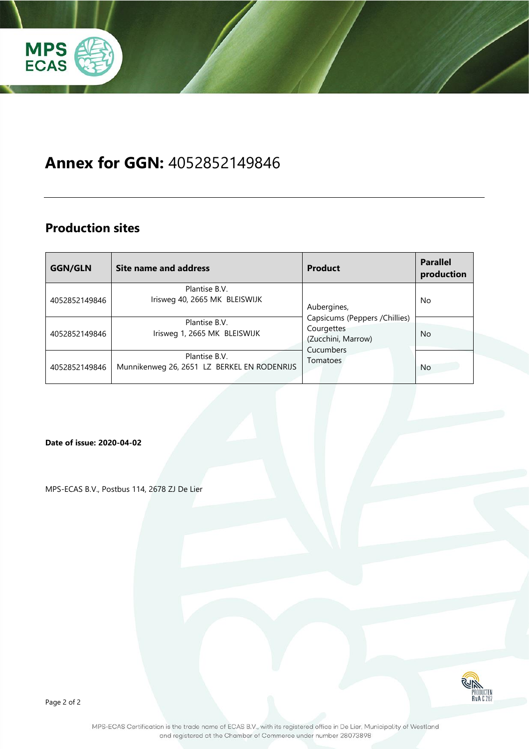# **Annex for GGN:** 4052852149846

## Production sites

| GGN/GLN | Site name and address | Product | Parallel production |
|---|---|---|---|
| 4052852149846 | Plantise B.V.<br>Irisweg 40, 2665 MK BLEISWIJK | Aubergines,<br>Capsicums (Peppers /Chillies)<br>Courgettes<br>(Zucchini, Marrow)<br>Cucumbers<br>Tomatoes | No |
| 4052852149846 | Plantise B.V.<br>Irisweg 1, 2665 MK BLEISWIJK | | No |
| 4052852149846 | Plantise B.V.<br>Munnikenweg 26, 2651 LZ BERKEL EN RODENRIJS | | No |

**Date of issue: 2020-04-02**

MPS-ECAS B.V., Postbus 114, 2678 ZJ De Lier

MPS-ECAS Certification is the trade name of ECAS B.V., with its registered office in De Lier, Municipality of Westland and registered at the Chamber of Commerce under number 28073898